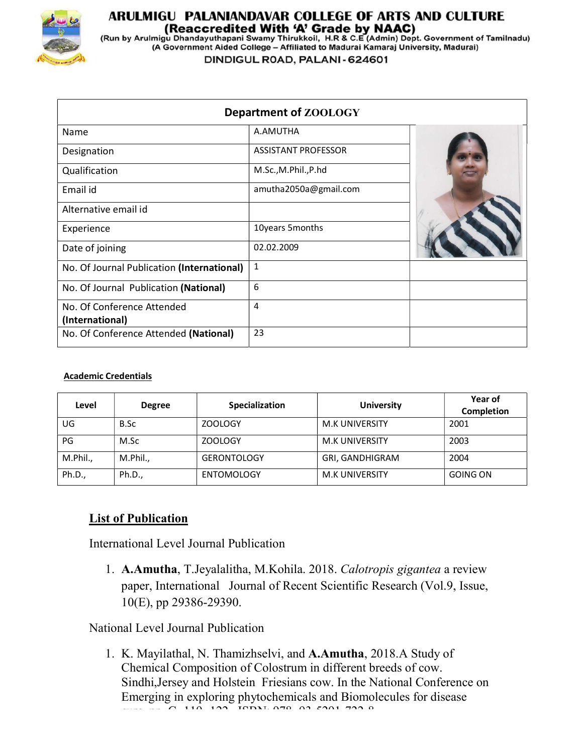# ARULMIGU PALANIANDAVAR COLLEGE OF ARTS AND CULTURE

**(Reaccredited With 'A' Grade by NAAC)**

(Run by Arulmigu Dhandayuthapani Swamy Thirukkoil, H.R & C.E (Admin) Dept. Government of Tamilnadu)

(A Government Aided College – Affiliated to Madurai Kamaraj University, Madurai)

DINDIGUL ROAD, PALANI - 624601

| Department of ZOOLOGY | | |
|---|---|---|
| Name | A.AMUTHA | |
| Designation | ASSISTANT PROFESSOR | |
| Qualification | M.Sc.,M.Phil.,P.hd | |
| Email id | amutha2050a@gmail.com | |
| Alternative email id | | |
| Experience | 10years 5months | |
| Date of joining | 02.02.2009 | |
| No. Of Journal Publication **(International)** | 1 | |
| No. Of Journal Publication **(National)** | 6 | |
| No. Of Conference Attended **(International)** | 4 | |
| No. Of Conference Attended **(National)** | 23 | |

**Academic Credentials**

| Level | Degree | Specialization | University | Year of Completion |
|---|---|---|---|---|
| UG | B.Sc | ZOOLOGY | M.K UNIVERSITY | 2001 |
| PG | M.Sc | ZOOLOGY | M.K UNIVERSITY | 2003 |
| M.Phil., | M.Phil., | GERONTOLOGY | GRI, GANDHIGRAM | 2004 |
| Ph.D., | Ph.D., | ENTOMOLOGY | M.K UNIVERSITY | GOING ON |

## List of Publication

International Level Journal Publication

1. **A.Amutha**, T.Jeyalalitha, M.Kohila. 2018. *Calotropis gigantea* a review paper, International Journal of Recent Scientific Research (Vol.9, Issue, 10(E), pp 29386-29390.

National Level Journal Publication

1. K. Mayilathal, N. Thamizhselvi, and **A.Amutha**, 2018.A Study of Chemical Composition of Colostrum in different breeds of cow. Sindhi,Jersey and Holstein Friesians cow. In the National Conference on Emerging in exploring phytochemicals and Biomolecules for disease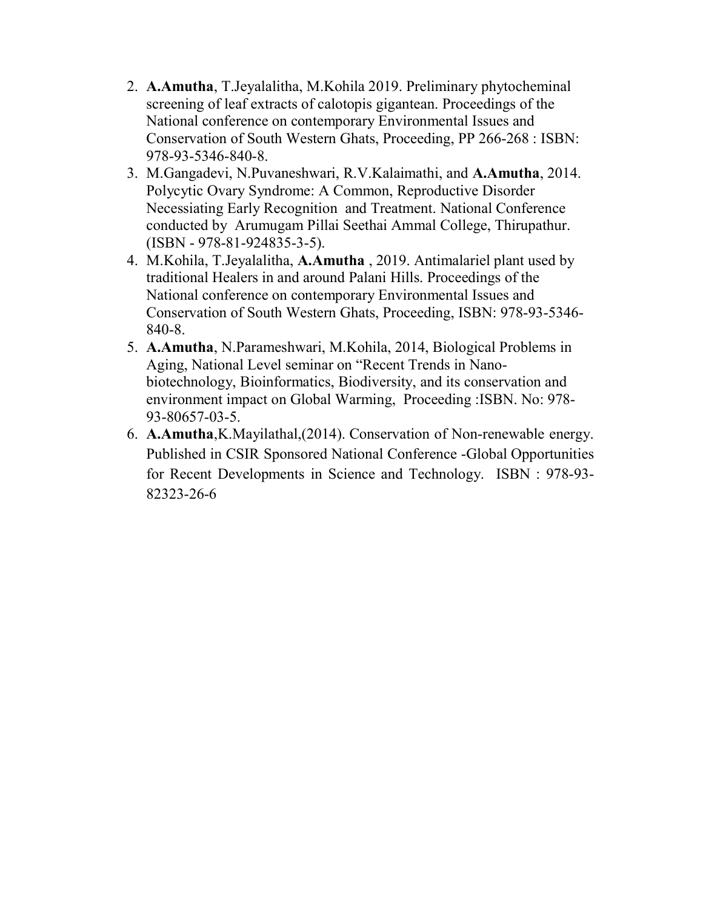2. **A.Amutha**, T.Jeyalalitha, M.Kohila 2019. Preliminary phytocheminal screening of leaf extracts of calotopis gigantean. Proceedings of the National conference on contemporary Environmental Issues and Conservation of South Western Ghats, Proceeding, PP 266-268 : ISBN: 978-93-5346-840-8.
3. M.Gangadevi, N.Puvaneshwari, R.V.Kalaimathi, and **A.Amutha**, 2014. Polycytic Ovary Syndrome: A Common, Reproductive Disorder Necessiating Early Recognition and Treatment. National Conference conducted by Arumugam Pillai Seethai Ammal College, Thirupathur. (ISBN - 978-81-924835-3-5).
4. M.Kohila, T.Jeyalalitha, **A.Amutha** , 2019. Antimalariel plant used by traditional Healers in and around Palani Hills. Proceedings of the National conference on contemporary Environmental Issues and Conservation of South Western Ghats, Proceeding, ISBN: 978-93-5346-840-8.
5. **A.Amutha**, N.Parameshwari, M.Kohila, 2014, Biological Problems in Aging, National Level seminar on "Recent Trends in Nano-biotechnology, Bioinformatics, Biodiversity, and its conservation and environment impact on Global Warming, Proceeding :ISBN. No: 978-93-80657-03-5.
6. **A.Amutha**,K.Mayilathal,(2014). Conservation of Non-renewable energy. Published in CSIR Sponsored National Conference -Global Opportunities for Recent Developments in Science and Technology. ISBN : 978-93-82323-26-6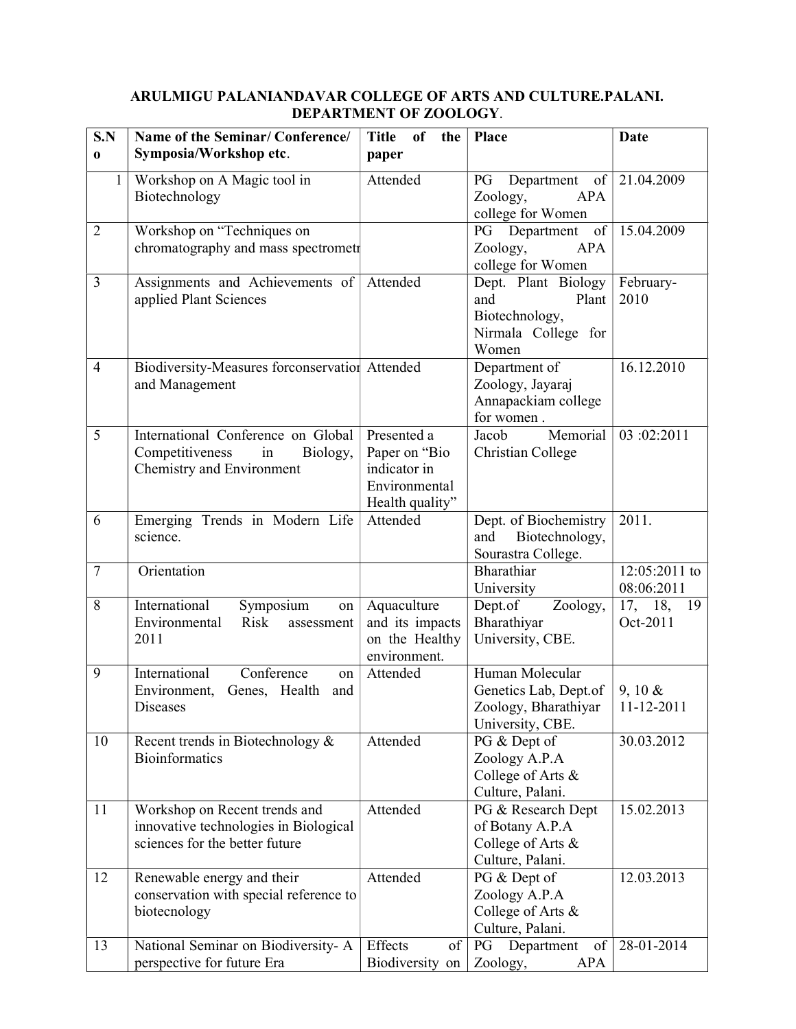**ARULMIGU PALANIANDAVAR COLLEGE OF ARTS AND CULTURE.PALANI.**
**DEPARTMENT OF ZOOLOGY**.

| S.No | Name of the Seminar/ Conference/ Symposia/Workshop etc. | Title of the paper | Place | Date |
|---|---|---|---|---|
| 1 | Workshop on A Magic tool in Biotechnology | Attended | PG Department of Zoology, APA college for Women | 21.04.2009 |
| 2 | Workshop on "Techniques on chromatography and mass spectrometr | | PG Department of Zoology, APA college for Women | 15.04.2009 |
| 3 | Assignments and Achievements of applied Plant Sciences | Attended | Dept. Plant Biology and Plant Biotechnology, Nirmala College for Women | February-2010 |
| 4 | Biodiversity-Measures forconservatior and Management | Attended | Department of Zoology, Jayaraj Annapackiam college for women . | 16.12.2010 |
| 5 | International Conference on Global Competitiveness in Biology, Chemistry and Environment | Presented a Paper on "Bio indicator in Environmental Health quality" | Jacob Memorial Christian College | 03 :02:2011 |
| 6 | Emerging Trends in Modern Life science. | Attended | Dept. of Biochemistry and Biotechnology, Sourastra College. | 2011. |
| 7 | Orientation | | Bharathiar University | 12:05:2011 to 08:06:2011 |
| 8 | International Symposium on Environmental Risk assessment 2011 | Aquaculture and its impacts on the Healthy environment. | Dept.of Zoology, Bharathiyar University, CBE. | 17, 18, 19 Oct-2011 |
| 9 | International Conference on Environment, Genes, Health and Diseases | Attended | Human Molecular Genetics Lab, Dept.of Zoology, Bharathiyar University, CBE. | 9, 10 & 11-12-2011 |
| 10 | Recent trends in Biotechnology & Bioinformatics | Attended | PG & Dept of Zoology A.P.A College of Arts & Culture, Palani. | 30.03.2012 |
| 11 | Workshop on Recent trends and innovative technologies in Biological sciences for the better future | Attended | PG & Research Dept of Botany A.P.A College of Arts & Culture, Palani. | 15.02.2013 |
| 12 | Renewable energy and their conservation with special reference to biotecnology | Attended | PG & Dept of Zoology A.P.A College of Arts & Culture, Palani. | 12.03.2013 |
| 13 | National Seminar on Biodiversity- A perspective for future Era | Effects of Biodiversity on | PG Department of Zoology, APA | 28-01-2014 |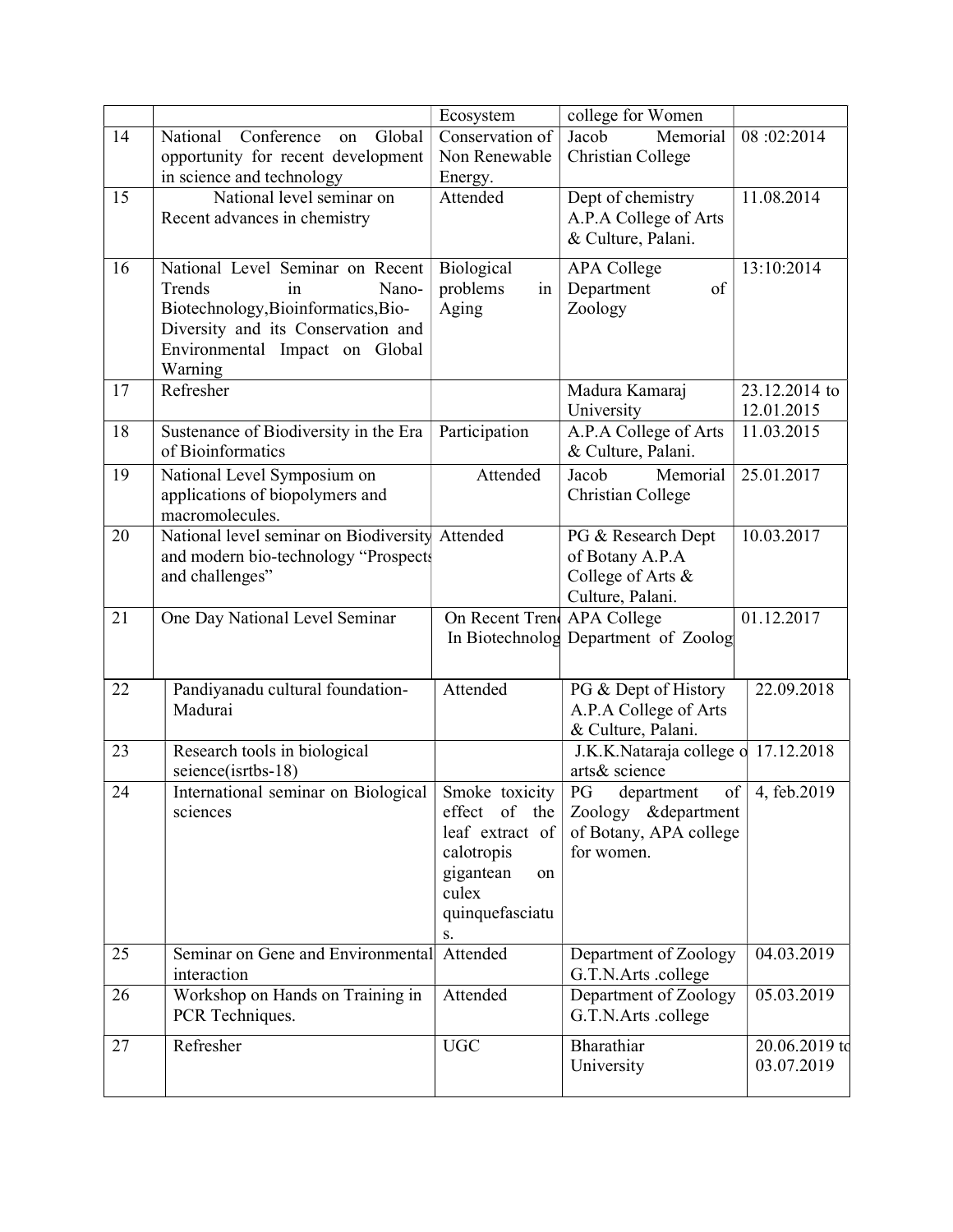| | | | | |
|---|---|---|---|---|
| | | Ecosystem | college for Women | |
| 14 | National Conference on Global opportunity for recent development in science and technology | Conservation of Non Renewable Energy. | Jacob Memorial Christian College | 08 :02:2014 |
| 15 | National level seminar on Recent advances in chemistry | Attended | Dept of chemistry A.P.A College of Arts & Culture, Palani. | 11.08.2014 |
| 16 | National Level Seminar on Recent Trends in Nano-Biotechnology,Bioinformatics,Bio-Diversity and its Conservation and Environmental Impact on Global Warning | Biological problems in Aging | APA College Department of Zoology | 13:10:2014 |
| 17 | Refresher | | Madura Kamaraj University | 23.12.2014 to 12.01.2015 |
| 18 | Sustenance of Biodiversity in the Era of Bioinformatics | Participation | A.P.A College of Arts & Culture, Palani. | 11.03.2015 |
| 19 | National Level Symposium on applications of biopolymers and macromolecules. | Attended | Jacob Memorial Christian College | 25.01.2017 |
| 20 | National level seminar on Biodiversity and modern bio-technology "Prospects and challenges" | Attended | PG & Research Dept of Botany A.P.A College of Arts & Culture, Palani. | 10.03.2017 |
| 21 | One Day National Level Seminar | On Recent Trend In Biotechnolog | APA College Department of Zoolog | 01.12.2017 |
| 22 | Pandiyanadu cultural foundation-Madurai | Attended | PG & Dept of History A.P.A College of Arts & Culture, Palani. | 22.09.2018 |
| 23 | Research tools in biological seience(isrtbs-18) | | J.K.K.Nataraja college o arts& science | 17.12.2018 |
| 24 | International seminar on Biological sciences | Smoke toxicity effect of the leaf extract of calotropis gigantean on culex quinquefasciatus. | PG department of Zoology &department of Botany, APA college for women. | 4, feb.2019 |
| 25 | Seminar on Gene and Environmental interaction | Attended | Department of Zoology G.T.N.Arts .college | 04.03.2019 |
| 26 | Workshop on Hands on Training in PCR Techniques. | Attended | Department of Zoology G.T.N.Arts .college | 05.03.2019 |
| 27 | Refresher | UGC | Bharathiar University | 20.06.2019 to 03.07.2019 |